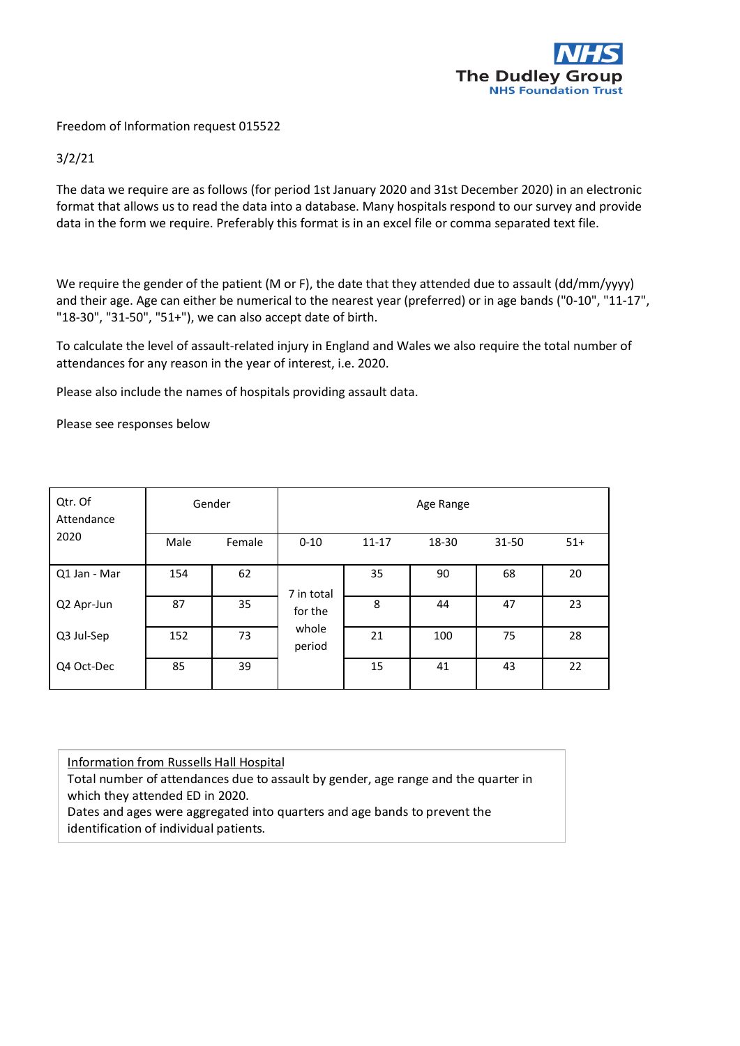NHS
The Dudley Group
NHS Foundation Trust

Freedom of Information request 015522

3/2/21

The data we require are as follows (for period 1st January 2020 and 31st December 2020) in an electronic format that allows us to read the data into a database. Many hospitals respond to our survey and provide data in the form we require. Preferably this format is in an excel file or comma separated text file.

We require the gender of the patient (M or F), the date that they attended due to assault (dd/mm/yyyy) and their age. Age can either be numerical to the nearest year (preferred) or in age bands ("0-10", "11-17", "18-30", "31-50", "51+"), we can also accept date of birth.

To calculate the level of assault-related injury in England and Wales we also require the total number of attendances for any reason in the year of interest, i.e. 2020.

Please also include the names of hospitals providing assault data.

Please see responses below

| Qtr. Of Attendance 2020 | Gender | | Age Range | | | | |
|---|---|---|---|---|---|---|---|
| | Male | Female | 0-10 | 11-17 | 18-30 | 31-50 | 51+ |
| Q1 Jan - Mar | 154 | 62 | 7 in total for the whole period | 35 | 90 | 68 | 20 |
| Q2 Apr-Jun | 87 | 35 | | 8 | 44 | 47 | 23 |
| Q3 Jul-Sep | 152 | 73 | | 21 | 100 | 75 | 28 |
| Q4 Oct-Dec | 85 | 39 | | 15 | 41 | 43 | 22 |

<u>Information from Russells Hall Hospital</u>
Total number of attendances due to assault by gender, age range and the quarter in which they attended ED in 2020.
Dates and ages were aggregated into quarters and age bands to prevent the identification of individual patients.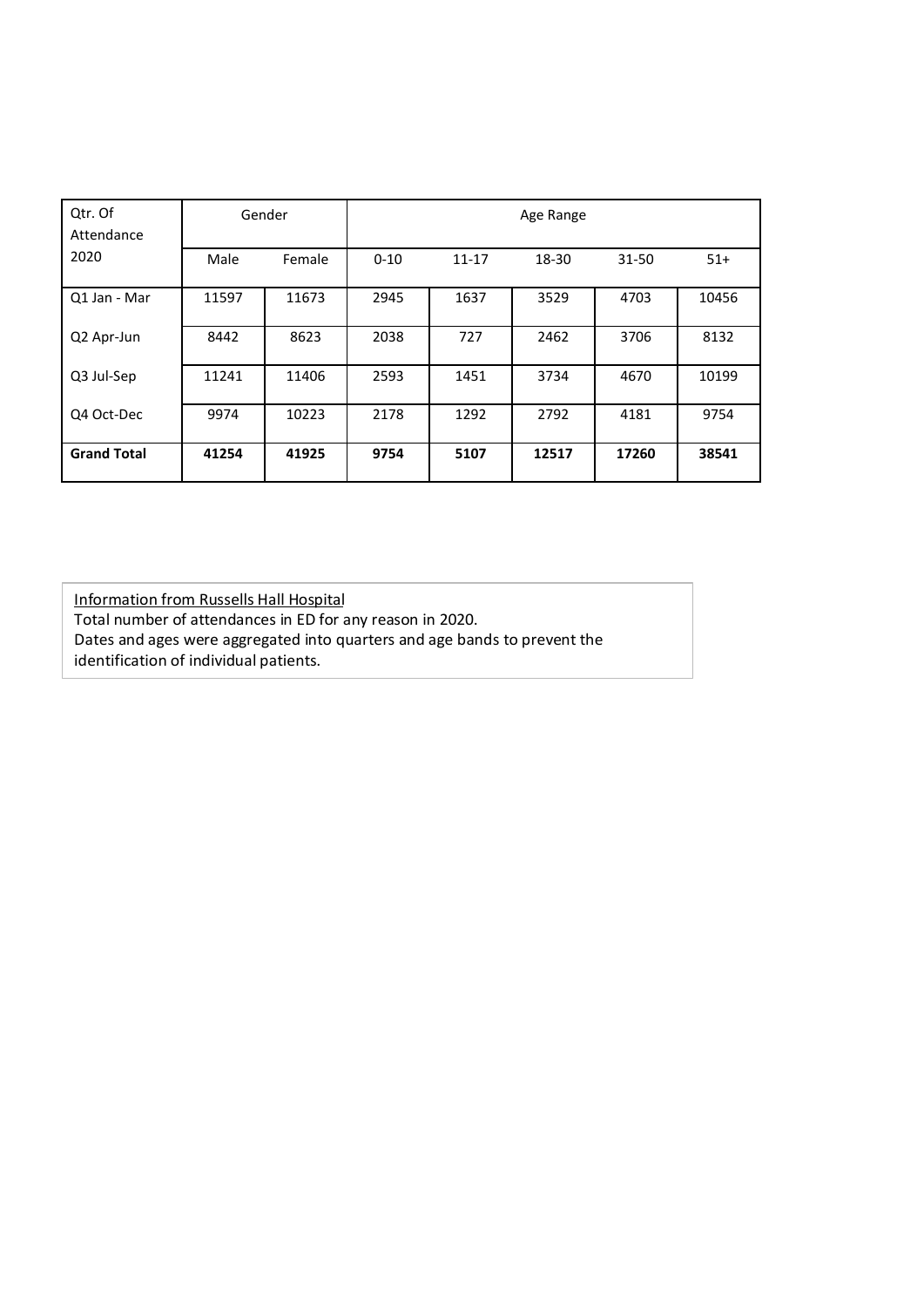| Qtr. Of Attendance 2020 | Gender | | Age Range | | | | |
|---|---|---|---|---|---|---|---|
| | Male | Female | 0-10 | 11-17 | 18-30 | 31-50 | 51+ |
| Q1 Jan - Mar | 11597 | 11673 | 2945 | 1637 | 3529 | 4703 | 10456 |
| Q2 Apr-Jun | 8442 | 8623 | 2038 | 727 | 2462 | 3706 | 8132 |
| Q3 Jul-Sep | 11241 | 11406 | 2593 | 1451 | 3734 | 4670 | 10199 |
| Q4 Oct-Dec | 9974 | 10223 | 2178 | 1292 | 2792 | 4181 | 9754 |
| **Grand Total** | **41254** | **41925** | **9754** | **5107** | **12517** | **17260** | **38541** |

Information from Russells Hall Hospital
Total number of attendances in ED for any reason in 2020.
Dates and ages were aggregated into quarters and age bands to prevent the identification of individual patients.